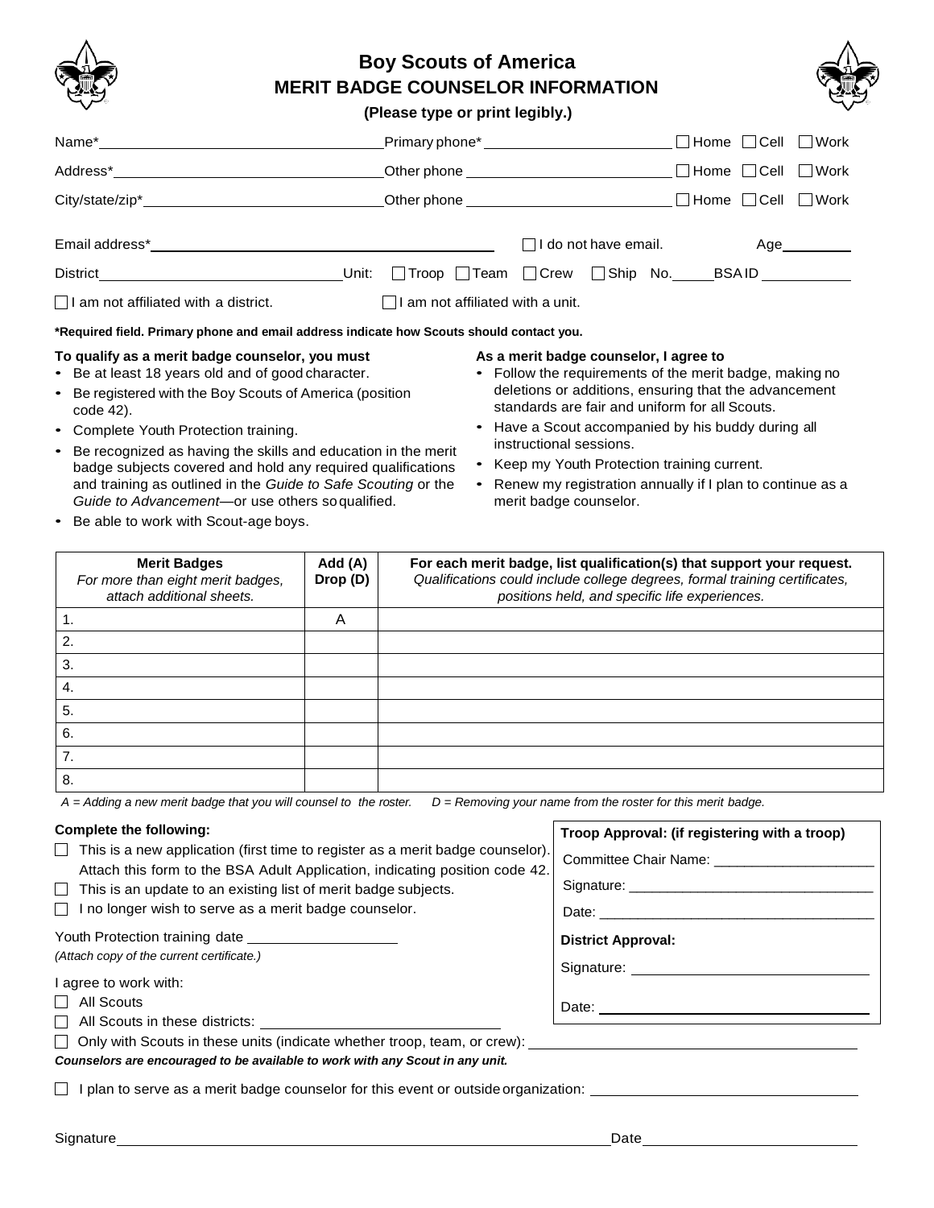# Boy Scouts of America

## MERIT BADGE COUNSELOR INFORMATION

**(Please type or print legibly.)**

Name* ______________________ Primary phone* ______________________ ☐ Home ☐ Cell ☐ Work

Address* ______________________ Other phone ______________________ ☐ Home ☐ Cell ☐ Work

City/state/zip* ______________________ Other phone ______________________ ☐ Home ☐ Cell ☐ Work

Email address* ______________________ ☐ I do not have email. Age ________

District ______________________ Unit: ☐ Troop ☐ Team ☐ Crew ☐ Ship No. _____ BSA ID ___________

☐ I am not affiliated with a district. ☐ I am not affiliated with a unit.

**\*Required field. Primary phone and email address indicate how Scouts should contact you.**

**To qualify as a merit badge counselor, you must**

- Be at least 18 years old and of good character.
- Be registered with the Boy Scouts of America (position code 42).
- Complete Youth Protection training.
- Be recognized as having the skills and education in the merit badge subjects covered and hold any required qualifications and training as outlined in the *Guide to Safe Scouting* or the *Guide to Advancement*—or use others so qualified.
- Be able to work with Scout-age boys.

**As a merit badge counselor, I agree to**

- Follow the requirements of the merit badge, making no deletions or additions, ensuring that the advancement standards are fair and uniform for all Scouts.
- Have a Scout accompanied by his buddy during all instructional sessions.
- Keep my Youth Protection training current.
- Renew my registration annually if I plan to continue as a merit badge counselor.

| **Merit Badges** *For more than eight merit badges, attach additional sheets.* | **Add (A) Drop (D)** | **For each merit badge, list qualification(s) that support your request.** *Qualifications could include college degrees, formal training certificates, positions held, and specific life experiences.* |
|---|---|---|
| 1. | A | |
| 2. | | |
| 3. | | |
| 4. | | |
| 5. | | |
| 6. | | |
| 7. | | |
| 8. | | |

*A = Adding a new merit badge that you will counsel to the roster. D = Removing your name from the roster for this merit badge.*

**Complete the following:**

☐ This is a new application (first time to register as a merit badge counselor). Attach this form to the BSA Adult Application, indicating position code 42.

☐ This is an update to an existing list of merit badge subjects.

☐ I no longer wish to serve as a merit badge counselor.

Youth Protection training date ________________

*(Attach copy of the current certificate.)*

I agree to work with:

☐ All Scouts

☐ All Scouts in these districts: ______________________

☐ Only with Scouts in these units (indicate whether troop, team, or crew): ______________________

***Counselors are encouraged to be available to work with any Scout in any unit.***

**Troop Approval: (if registering with a troop)**

Committee Chair Name: ____________________

Signature: ______________________________

Date: __________________________________

**District Approval:**

Signature: ______________________________

Date: __________________________________

☐ I plan to serve as a merit badge counselor for this event or outside organization: ______________________

Signature ______________________________________________ Date ______________________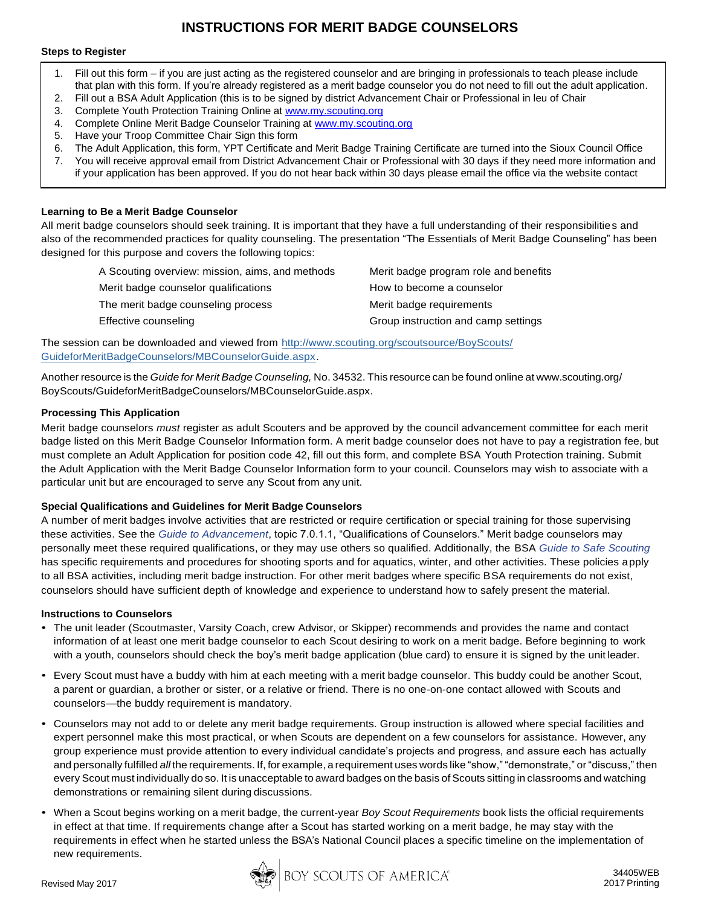# INSTRUCTIONS FOR MERIT BADGE COUNSELORS

**Steps to Register**

1. Fill out this form – if you are just acting as the registered counselor and are bringing in professionals to teach please include that plan with this form. If you're already registered as a merit badge counselor you do not need to fill out the adult application.
2. Fill out a BSA Adult Application (this is to be signed by district Advancement Chair or Professional in leu of Chair
3. Complete Youth Protection Training Online at www.my.scouting.org
4. Complete Online Merit Badge Counselor Training at www.my.scouting.org
5. Have your Troop Committee Chair Sign this form
6. The Adult Application, this form, YPT Certificate and Merit Badge Training Certificate are turned into the Sioux Council Office
7. You will receive approval email from District Advancement Chair or Professional with 30 days if they need more information and if your application has been approved. If you do not hear back within 30 days please email the office via the website contact

**Learning to Be a Merit Badge Counselor**

All merit badge counselors should seek training. It is important that they have a full understanding of their responsibilities and also of the recommended practices for quality counseling. The presentation "The Essentials of Merit Badge Counseling" has been designed for this purpose and covers the following topics:

- A Scouting overview: mission, aims, and methods
- Merit badge counselor qualifications
- The merit badge counseling process
- Effective counseling
- Merit badge program role and benefits
- How to become a counselor
- Merit badge requirements
- Group instruction and camp settings

The session can be downloaded and viewed from http://www.scouting.org/scoutsource/BoyScouts/GuideforMeritBadgeCounselors/MBCounselorGuide.aspx.

Another resource is the *Guide for Merit Badge Counseling,* No. 34532. This resource can be found online at www.scouting.org/BoyScouts/GuideforMeritBadgeCounselors/MBCounselorGuide.aspx.

**Processing This Application**

Merit badge counselors *must* register as adult Scouters and be approved by the council advancement committee for each merit badge listed on this Merit Badge Counselor Information form. A merit badge counselor does not have to pay a registration fee, but must complete an Adult Application for position code 42, fill out this form, and complete BSA Youth Protection training. Submit the Adult Application with the Merit Badge Counselor Information form to your council. Counselors may wish to associate with a particular unit but are encouraged to serve any Scout from any unit.

**Special Qualifications and Guidelines for Merit Badge Counselors**

A number of merit badges involve activities that are restricted or require certification or special training for those supervising these activities. See the *Guide to Advancement*, topic 7.0.1.1, "Qualifications of Counselors." Merit badge counselors may personally meet these required qualifications, or they may use others so qualified. Additionally, the BSA *Guide to Safe Scouting* has specific requirements and procedures for shooting sports and for aquatics, winter, and other activities. These policies apply to all BSA activities, including merit badge instruction. For other merit badges where specific BSA requirements do not exist, counselors should have sufficient depth of knowledge and experience to understand how to safely present the material.

**Instructions to Counselors**

- The unit leader (Scoutmaster, Varsity Coach, crew Advisor, or Skipper) recommends and provides the name and contact information of at least one merit badge counselor to each Scout desiring to work on a merit badge. Before beginning to work with a youth, counselors should check the boy's merit badge application (blue card) to ensure it is signed by the unit leader.
- Every Scout must have a buddy with him at each meeting with a merit badge counselor. This buddy could be another Scout, a parent or guardian, a brother or sister, or a relative or friend. There is no one-on-one contact allowed with Scouts and counselors—the buddy requirement is mandatory.
- Counselors may not add to or delete any merit badge requirements. Group instruction is allowed where special facilities and expert personnel make this most practical, or when Scouts are dependent on a few counselors for assistance. However, any group experience must provide attention to every individual candidate's projects and progress, and assure each has actually and personally fulfilled *all* the requirements. If, for example, a requirement uses words like "show," "demonstrate," or "discuss," then every Scout must individually do so. It is unacceptable to award badges on the basis of Scouts sitting in classrooms and watching demonstrations or remaining silent during discussions.
- When a Scout begins working on a merit badge, the current-year *Boy Scout Requirements* book lists the official requirements in effect at that time. If requirements change after a Scout has started working on a merit badge, he may stay with the requirements in effect when he started unless the BSA's National Council places a specific timeline on the implementation of new requirements.

Revised May 2017

BOY SCOUTS OF AMERICA

34405WEB
2017 Printing